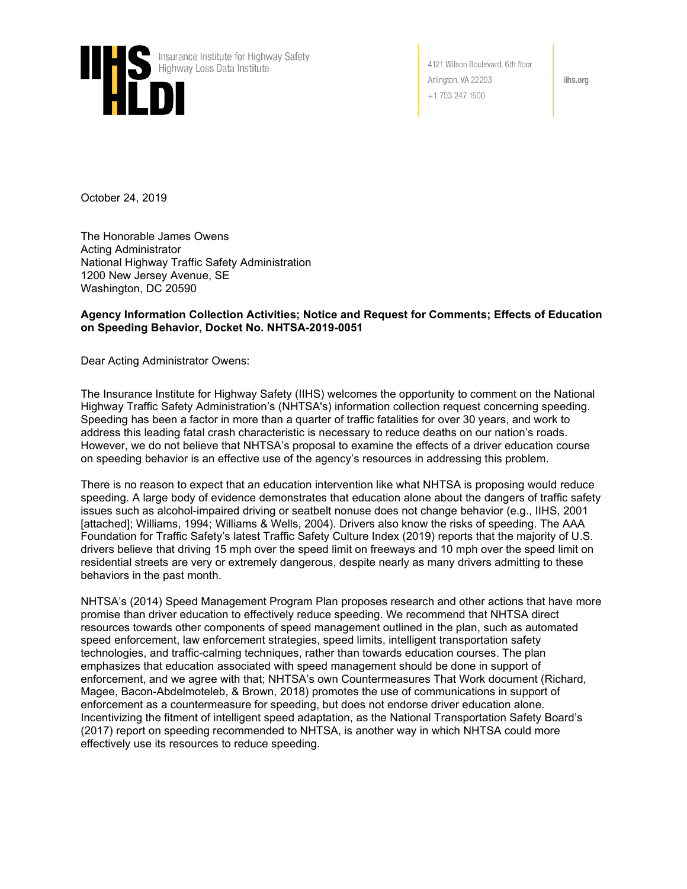IIHS HLDI Insurance Institute for Highway Safety Highway Loss Data Institute

4121 Wilson Boulevard, 6th floor
Arlington, VA 22203
+1 703 247 1500

iihs.org

October 24, 2019

The Honorable James Owens
Acting Administrator
National Highway Traffic Safety Administration
1200 New Jersey Avenue, SE
Washington, DC 20590

**Agency Information Collection Activities; Notice and Request for Comments; Effects of Education on Speeding Behavior, Docket No. NHTSA-2019-0051**

Dear Acting Administrator Owens:

The Insurance Institute for Highway Safety (IIHS) welcomes the opportunity to comment on the National Highway Traffic Safety Administration's (NHTSA's) information collection request concerning speeding. Speeding has been a factor in more than a quarter of traffic fatalities for over 30 years, and work to address this leading fatal crash characteristic is necessary to reduce deaths on our nation's roads. However, we do not believe that NHTSA's proposal to examine the effects of a driver education course on speeding behavior is an effective use of the agency's resources in addressing this problem.

There is no reason to expect that an education intervention like what NHTSA is proposing would reduce speeding. A large body of evidence demonstrates that education alone about the dangers of traffic safety issues such as alcohol-impaired driving or seatbelt nonuse does not change behavior (e.g., IIHS, 2001 [attached]; Williams, 1994; Williams & Wells, 2004). Drivers also know the risks of speeding. The AAA Foundation for Traffic Safety's latest Traffic Safety Culture Index (2019) reports that the majority of U.S. drivers believe that driving 15 mph over the speed limit on freeways and 10 mph over the speed limit on residential streets are very or extremely dangerous, despite nearly as many drivers admitting to these behaviors in the past month.

NHTSA's (2014) Speed Management Program Plan proposes research and other actions that have more promise than driver education to effectively reduce speeding. We recommend that NHTSA direct resources towards other components of speed management outlined in the plan, such as automated speed enforcement, law enforcement strategies, speed limits, intelligent transportation safety technologies, and traffic-calming techniques, rather than towards education courses. The plan emphasizes that education associated with speed management should be done in support of enforcement, and we agree with that; NHTSA's own Countermeasures That Work document (Richard, Magee, Bacon-Abdelmoteleb, & Brown, 2018) promotes the use of communications in support of enforcement as a countermeasure for speeding, but does not endorse driver education alone. Incentivizing the fitment of intelligent speed adaptation, as the National Transportation Safety Board's (2017) report on speeding recommended to NHTSA, is another way in which NHTSA could more effectively use its resources to reduce speeding.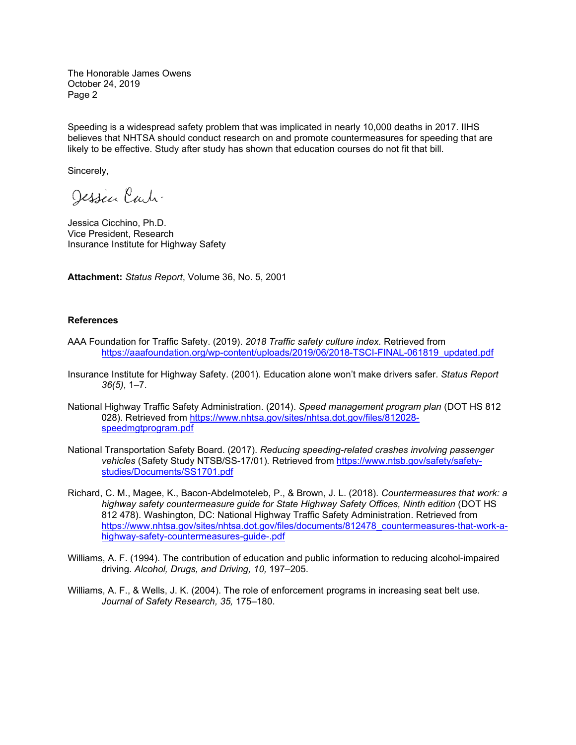Speeding is a widespread safety problem that was implicated in nearly 10,000 deaths in 2017. IIHS believes that NHTSA should conduct research on and promote countermeasures for speeding that are likely to be effective. Study after study has shown that education courses do not fit that bill.

Sincerely,

Jessica Cicchino, Ph.D.
Vice President, Research
Insurance Institute for Highway Safety

**Attachment:** *Status Report*, Volume 36, No. 5, 2001

**References**

AAA Foundation for Traffic Safety. (2019). *2018 Traffic safety culture index*. Retrieved from https://aaafoundation.org/wp-content/uploads/2019/06/2018-TSCI-FINAL-061819_updated.pdf

Insurance Institute for Highway Safety. (2001). Education alone won't make drivers safer. *Status Report 36(5)*, 1–7.

National Highway Traffic Safety Administration. (2014). *Speed management program plan* (DOT HS 812 028). Retrieved from https://www.nhtsa.gov/sites/nhtsa.dot.gov/files/812028-speedmgtprogram.pdf

National Transportation Safety Board. (2017). *Reducing speeding-related crashes involving passenger vehicles* (Safety Study NTSB/SS-17/01). Retrieved from https://www.ntsb.gov/safety/safety-studies/Documents/SS1701.pdf

Richard, C. M., Magee, K., Bacon-Abdelmoteleb, P., & Brown, J. L. (2018). *Countermeasures that work: a highway safety countermeasure guide for State Highway Safety Offices, Ninth edition* (DOT HS 812 478). Washington, DC: National Highway Traffic Safety Administration. Retrieved from https://www.nhtsa.gov/sites/nhtsa.dot.gov/files/documents/812478_countermeasures-that-work-a-highway-safety-countermeasures-guide-.pdf

Williams, A. F. (1994). The contribution of education and public information to reducing alcohol-impaired driving. *Alcohol, Drugs, and Driving, 10,* 197–205.

Williams, A. F., & Wells, J. K. (2004). The role of enforcement programs in increasing seat belt use. *Journal of Safety Research, 35,* 175–180.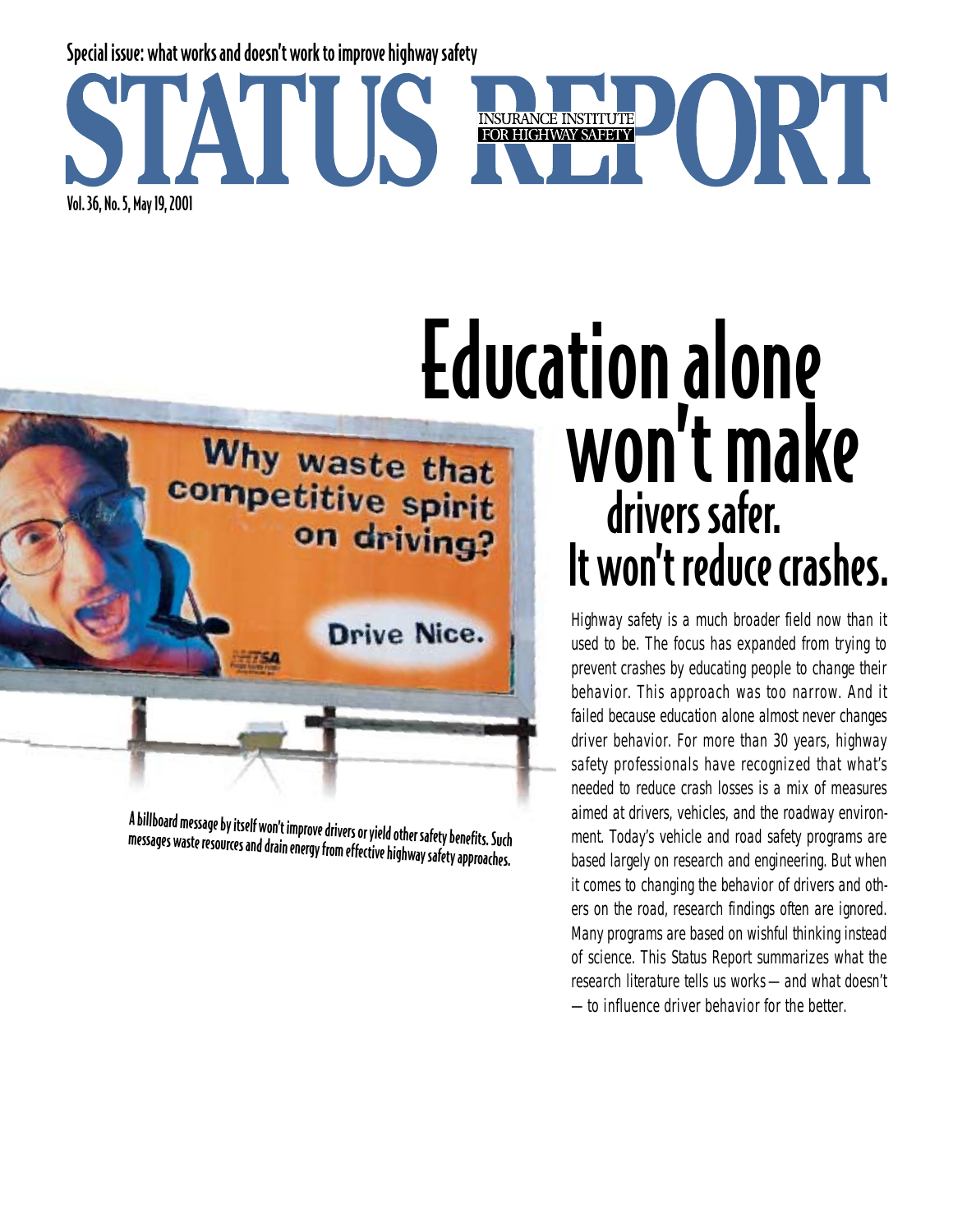Special issue: what works and doesn't work to improve highway safety

# STATUS REPORT

INSURANCE INSTITUTE FOR HIGHWAY SAFETY

Vol. 36, No. 5, May 19, 2001

# Education alone won't make drivers safer. It won't reduce crashes.

A billboard message by itself won't improve drivers or yield other safety benefits. Such messages waste resources and drain energy from effective highway safety approaches.

Highway safety is a much broader field now than it used to be. The focus has expanded from trying to prevent crashes by educating people to change their behavior. This approach was too narrow. And it failed because education alone almost never changes driver behavior. For more than 30 years, highway safety professionals have recognized that what's needed to reduce crash losses is a mix of measures aimed at drivers, vehicles, and the roadway environment. Today's vehicle and road safety programs are based largely on research and engineering. But when it comes to changing the behavior of drivers and others on the road, research findings often are ignored. Many programs are based on wishful thinking instead of science. This Status Report summarizes what the research literature tells us works — and what doesn't — to influence driver behavior for the better.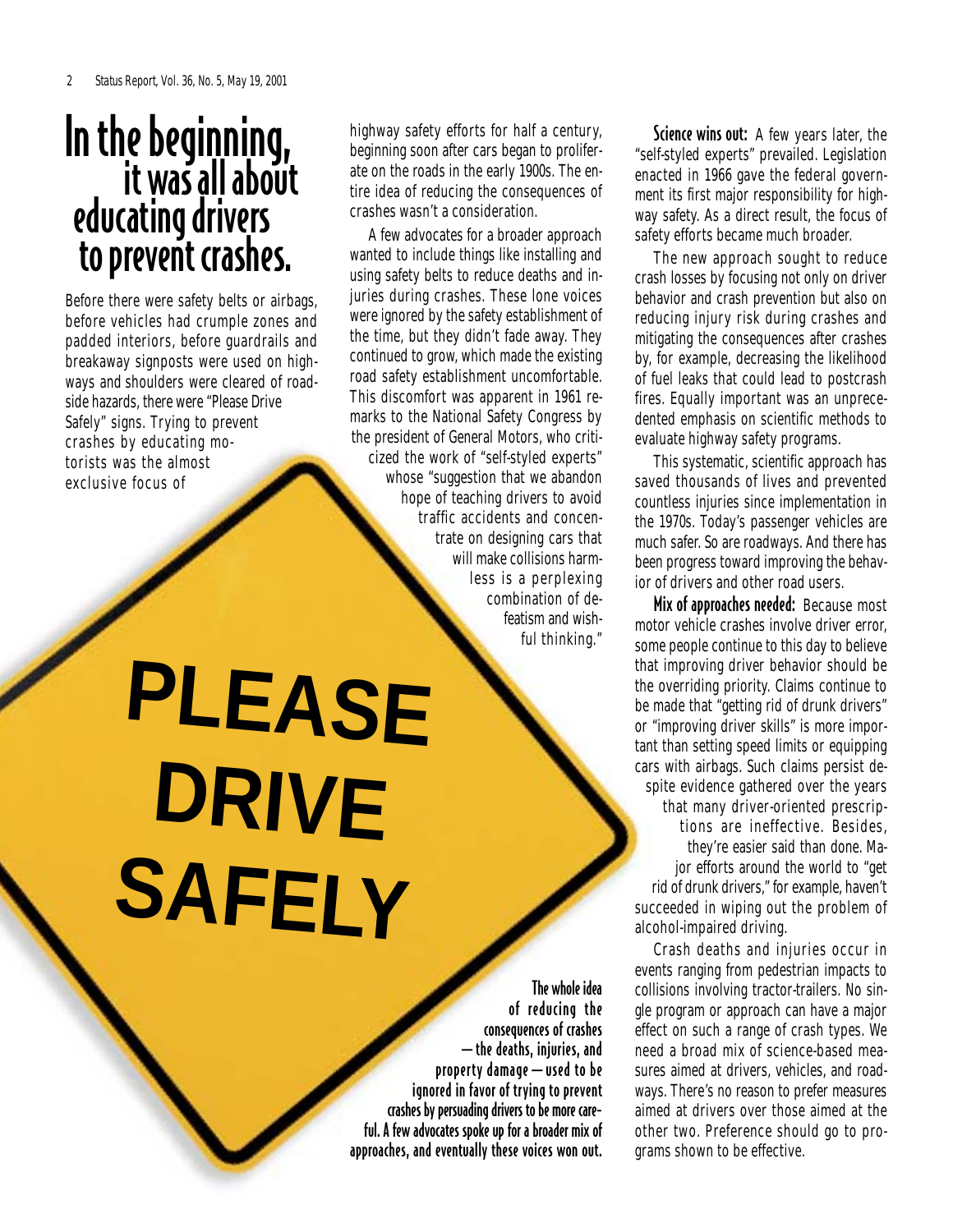# In the beginning, it was all about educating drivers to prevent crashes.

Before there were safety belts or airbags, before vehicles had crumple zones and padded interiors, before guardrails and breakaway signposts were used on highways and shoulders were cleared of roadside hazards, there were "Please Drive Safely" signs. Trying to prevent crashes by educating motorists was the almost exclusive focus of highway safety efforts for half a century, beginning soon after cars began to proliferate on the roads in the early 1900s. The entire idea of reducing the consequences of crashes wasn't a consideration.

A few advocates for a broader approach wanted to include things like installing and using safety belts to reduce deaths and injuries during crashes. These lone voices were ignored by the safety establishment of the time, but they didn't fade away. They continued to grow, which made the existing road safety establishment uncomfortable. This discomfort was apparent in 1961 remarks to the National Safety Congress by the president of General Motors, who criticized the work of "self-styled experts" whose "suggestion that we abandon hope of teaching drivers to avoid traffic accidents and concentrate on designing cars that will make collisions harmless is a perplexing combination of defeatism and wishful thinking."

PLEASE DRIVE SAFELY

**The whole idea of reducing the consequences of crashes — the deaths, injuries, and property damage — used to be ignored in favor of trying to prevent crashes by persuading drivers to be more careful. A few advocates spoke up for a broader mix of approaches, and eventually these voices won out.**

**Science wins out:** A few years later, the "self-styled experts" prevailed. Legislation enacted in 1966 gave the federal government its first major responsibility for highway safety. As a direct result, the focus of safety efforts became much broader.

The new approach sought to reduce crash losses by focusing not only on driver behavior and crash prevention but also on reducing injury risk during crashes and mitigating the consequences after crashes by, for example, decreasing the likelihood of fuel leaks that could lead to postcrash fires. Equally important was an unprecedented emphasis on scientific methods to evaluate highway safety programs.

This systematic, scientific approach has saved thousands of lives and prevented countless injuries since implementation in the 1970s. Today's passenger vehicles are much safer. So are roadways. And there has been progress toward improving the behavior of drivers and other road users.

**Mix of approaches needed:** Because most motor vehicle crashes involve driver error, some people continue to this day to believe that improving driver behavior should be the overriding priority. Claims continue to be made that "getting rid of drunk drivers" or "improving driver skills" is more important than setting speed limits or equipping cars with airbags. Such claims persist despite evidence gathered over the years that many driver-oriented prescriptions are ineffective. Besides, they're easier said than done. Major efforts around the world to "get rid of drunk drivers," for example, haven't succeeded in wiping out the problem of alcohol-impaired driving.

Crash deaths and injuries occur in events ranging from pedestrian impacts to collisions involving tractor-trailers. No single program or approach can have a major effect on such a range of crash types. We need a broad mix of science-based measures aimed at drivers, vehicles, and roadways. There's no reason to prefer measures aimed at drivers over those aimed at the other two. Preference should go to programs shown to be effective.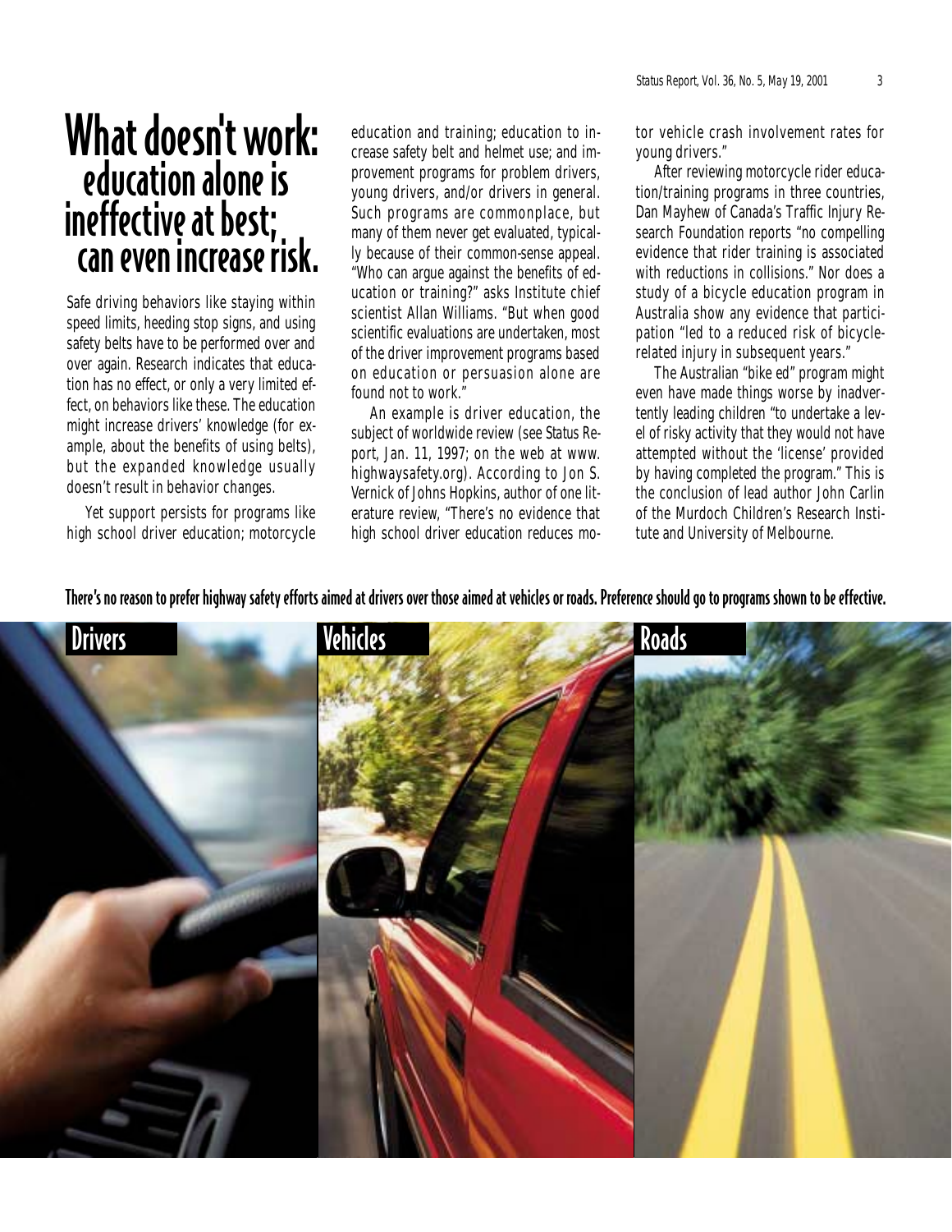# What doesn't work: education alone is ineffective at best; can even increase risk.

Safe driving behaviors like staying within speed limits, heeding stop signs, and using safety belts have to be performed over and over again. Research indicates that education has no effect, or only a very limited effect, on behaviors like these. The education might increase drivers' knowledge (for example, about the benefits of using belts), but the expanded knowledge usually doesn't result in behavior changes.

Yet support persists for programs like high school driver education; motorcycle education and training; education to increase safety belt and helmet use; and improvement programs for problem drivers, young drivers, and/or drivers in general. Such programs are commonplace, but many of them never get evaluated, typically because of their common-sense appeal. "Who can argue against the benefits of education or training?" asks Institute chief scientist Allan Williams. "But when good scientific evaluations are undertaken, most of the driver improvement programs based on education or persuasion alone are found not to work."

An example is driver education, the subject of worldwide review (see *Status Report*, Jan. 11, 1997; on the web at www.highwaysafety.org). According to Jon S. Vernick of Johns Hopkins, author of one literature review, "There's no evidence that high school driver education reduces motor vehicle crash involvement rates for young drivers."

After reviewing motorcycle rider education/training programs in three countries, Dan Mayhew of Canada's Traffic Injury Research Foundation reports "no compelling evidence that rider training is associated with reductions in collisions." Nor does a study of a bicycle education program in Australia show any evidence that participation "led to a reduced risk of bicycle-related injury in subsequent years."

The Australian "bike ed" program might even have made things worse by inadvertently leading children "to undertake a level of risky activity that they would not have attempted without the 'license' provided by having completed the program." This is the conclusion of lead author John Carlin of the Murdoch Children's Research Institute and University of Melbourne.

**There's no reason to prefer highway safety efforts aimed at drivers over those aimed at vehicles or roads. Preference should go to programs shown to be effective.**

Drivers | Vehicles | Roads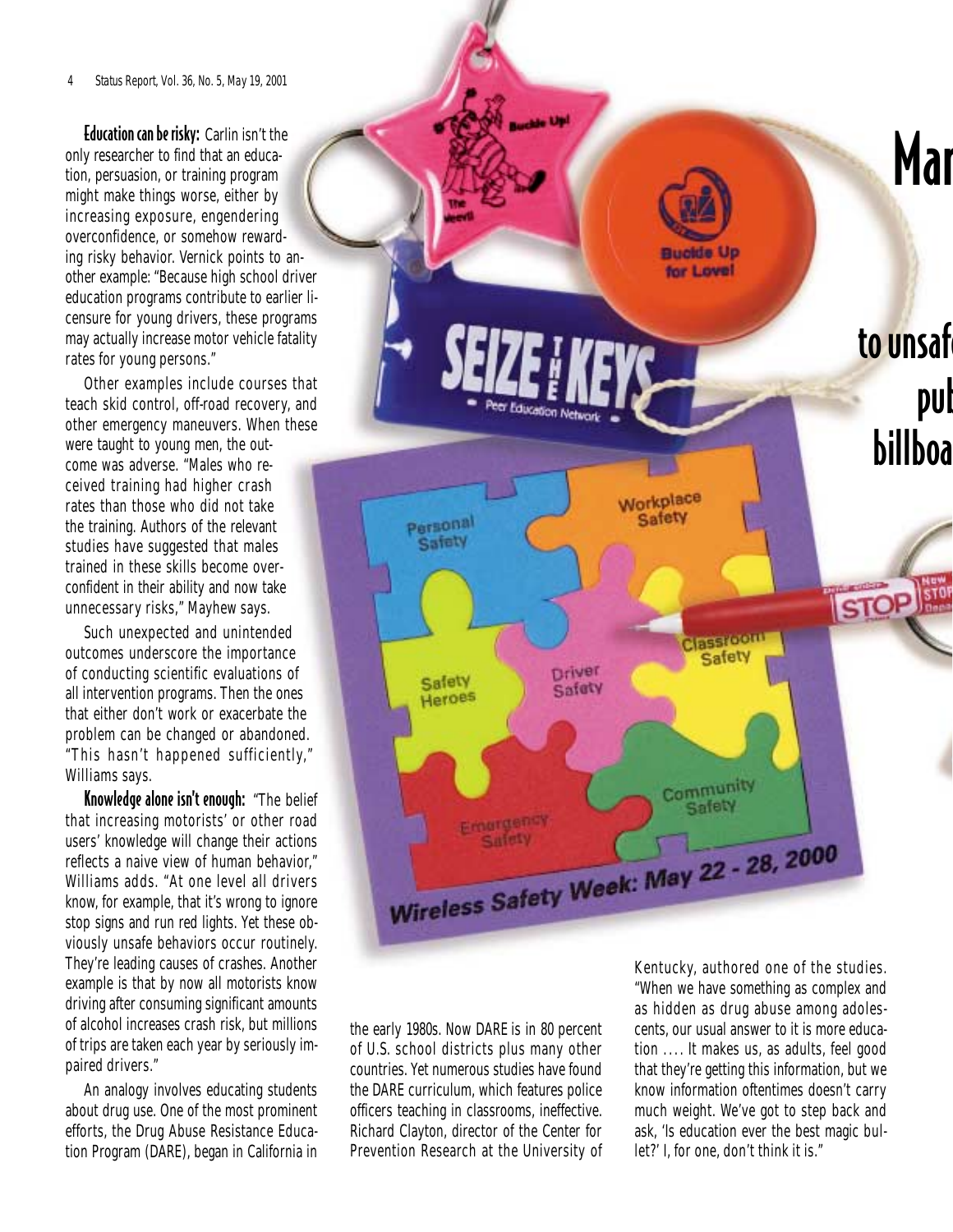**Education can be risky:** Carlin isn't the only researcher to find that an education, persuasion, or training program might make things worse, either by increasing exposure, engendering overconfidence, or somehow rewarding risky behavior. Vernick points to another example: "Because high school driver education programs contribute to earlier licensure for young drivers, these programs may actually increase motor vehicle fatality rates for young persons."

Other examples include courses that teach skid control, off-road recovery, and other emergency maneuvers. When these were taught to young men, the outcome was adverse. "Males who received training had higher crash rates than those who did not take the training. Authors of the relevant studies have suggested that males trained in these skills become overconfident in their ability and now take unnecessary risks," Mayhew says.

Such unexpected and unintended outcomes underscore the importance of conducting scientific evaluations of all intervention programs. Then the ones that either don't work or exacerbate the problem can be changed or abandoned. "This hasn't happened sufficiently," Williams says.

**Knowledge alone isn't enough:** "The belief that increasing motorists' or other road users' knowledge will change their actions reflects a naive view of human behavior," Williams adds. "At one level all drivers know, for example, that it's wrong to ignore stop signs and run red lights. Yet these obviously unsafe behaviors occur routinely. They're leading causes of crashes. Another example is that by now all motorists know driving after consuming significant amounts of alcohol increases crash risk, but millions of trips are taken each year by seriously impaired drivers."

An analogy involves educating students about drug use. One of the most prominent efforts, the Drug Abuse Resistance Education Program (DARE), began in California in the early 1980s. Now DARE is in 80 percent of U.S. school districts plus many other countries. Yet numerous studies have found the DARE curriculum, which features police officers teaching in classrooms, ineffective. Richard Clayton, director of the Center for Prevention Research at the University of Kentucky, authored one of the studies. "When we have something as complex and as hidden as drug abuse among adolescents, our usual answer to it is more education .... It makes us, as adults, feel good that they're getting this information, but we know information oftentimes doesn't carry much weight. We've got to step back and ask, 'Is education ever the best magic bullet?' I, for one, don't think it is."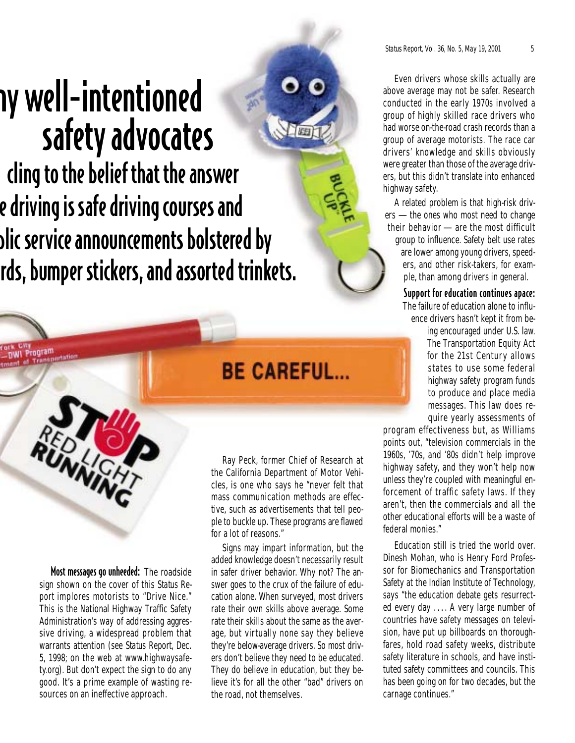# ny well-intentioned safety advocates cling to the belief that the answer e driving is safe driving courses and blic service announcements bolstered by rds, bumper stickers, and assorted trinkets.

**Most messages go unheeded:** The roadside sign shown on the cover of this Status Report implores motorists to "Drive Nice." This is the National Highway Traffic Safety Administration's way of addressing aggressive driving, a widespread problem that warrants attention (see *Status Report*, Dec. 5, 1998; on the web at www.highwaysafety.org). But don't expect the sign to do any good. It's a prime example of wasting resources on an ineffective approach.

Ray Peck, former Chief of Research at the California Department of Motor Vehicles, is one who says he "never felt that mass communication methods are effective, such as advertisements that tell people to buckle up. These programs are flawed for a lot of reasons."

Signs may impart information, but the added knowledge doesn't necessarily result in safer driver behavior. Why not? The answer goes to the crux of the failure of education alone. When surveyed, most drivers rate their own skills above average. Some rate their skills about the same as the average, but virtually none say they believe they're below-average drivers. So most drivers don't believe they need to be educated. They do believe in education, but they believe it's for all the other "bad" drivers on the road, not themselves.

Even drivers whose skills actually are above average may not be safer. Research conducted in the early 1970s involved a group of highly skilled race drivers who had worse on-the-road crash records than a group of average motorists. The race car drivers' knowledge and skills obviously were greater than those of the average drivers, but this didn't translate into enhanced highway safety.

A related problem is that high-risk drivers — the ones who most need to change their behavior — are the most difficult group to influence. Safety belt use rates are lower among young drivers, speeders, and other risk-takers, for example, than among drivers in general.

**Support for education continues apace:** The failure of education alone to influence drivers hasn't kept it from being encouraged under U.S. law. The Transportation Equity Act for the 21st Century allows states to use some federal highway safety program funds to produce and place media messages. This law does require yearly assessments of program effectiveness but, as Williams points out, "television commercials in the 1960s, '70s, and '80s didn't help improve highway safety, and they won't help now unless they're coupled with meaningful enforcement of traffic safety laws. If they aren't, then the commercials and all the other educational efforts will be a waste of federal monies."

Education still is tried the world over. Dinesh Mohan, who is Henry Ford Professor for Biomechanics and Transportation Safety at the Indian Institute of Technology, says "the education debate gets resurrected every day .... A very large number of countries have safety messages on television, have put up billboards on thoroughfares, hold road safety weeks, distribute safety literature in schools, and have instituted safety committees and councils. This has been going on for two decades, but the carnage continues."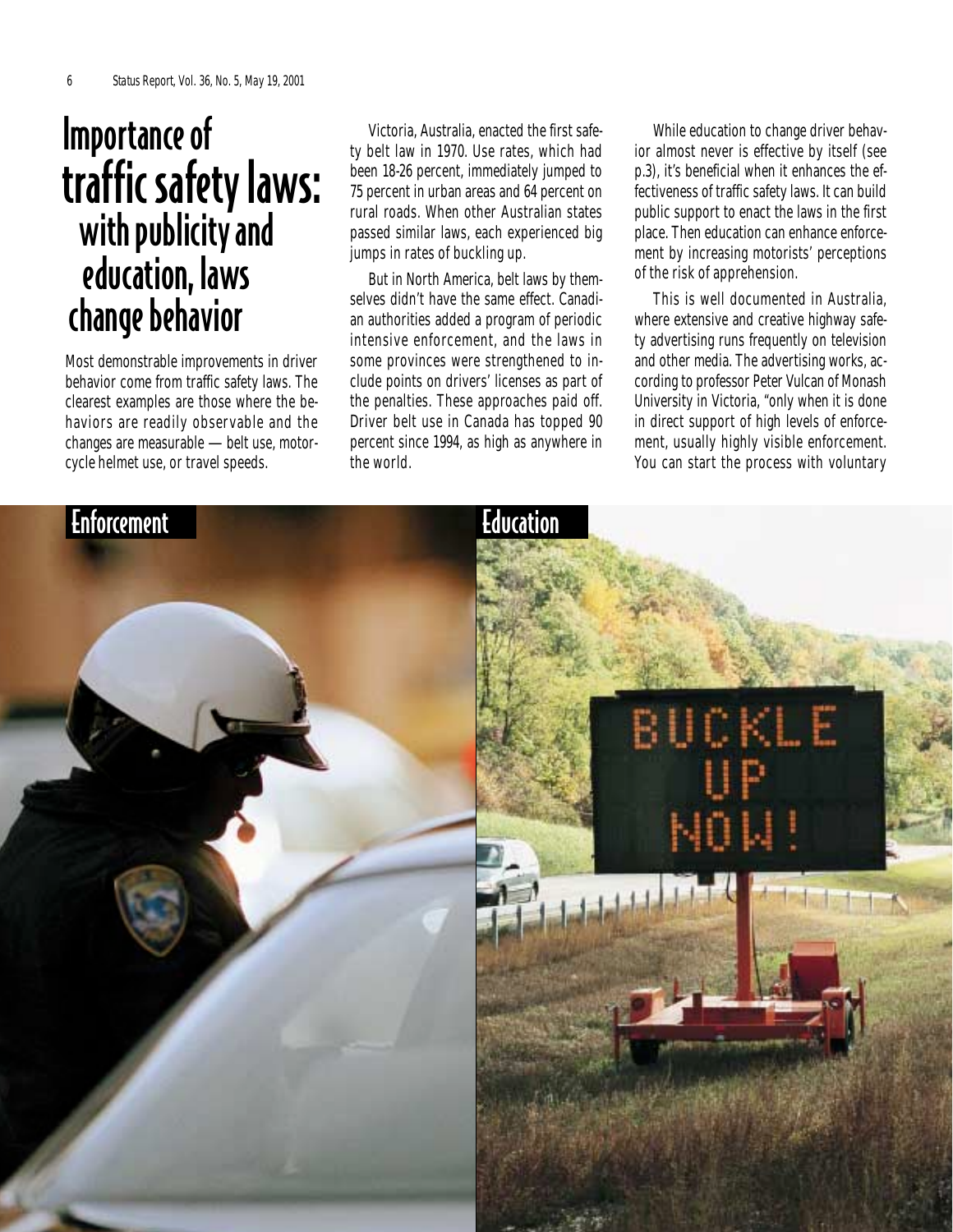# Importance of traffic safety laws: with publicity and education, laws change behavior

Most demonstrable improvements in driver behavior come from traffic safety laws. The clearest examples are those where the behaviors are readily observable and the changes are measurable — belt use, motorcycle helmet use, or travel speeds.

Victoria, Australia, enacted the first safety belt law in 1970. Use rates, which had been 18-26 percent, immediately jumped to 75 percent in urban areas and 64 percent on rural roads. When other Australian states passed similar laws, each experienced big jumps in rates of buckling up.

But in North America, belt laws by themselves didn't have the same effect. Canadian authorities added a program of periodic intensive enforcement, and the laws in some provinces were strengthened to include points on drivers' licenses as part of the penalties. These approaches paid off. Driver belt use in Canada has topped 90 percent since 1994, as high as anywhere in the world.

While education to change driver behavior almost never is effective by itself (see p.3), it's beneficial when it enhances the effectiveness of traffic safety laws. It can build public support to enact the laws in the first place. Then education can enhance enforcement by increasing motorists' perceptions of the risk of apprehension.

This is well documented in Australia, where extensive and creative highway safety advertising runs frequently on television and other media. The advertising works, according to professor Peter Vulcan of Monash University in Victoria, "only when it is done in direct support of high levels of enforcement, usually highly visible enforcement. You can start the process with voluntary

Enforcement

Education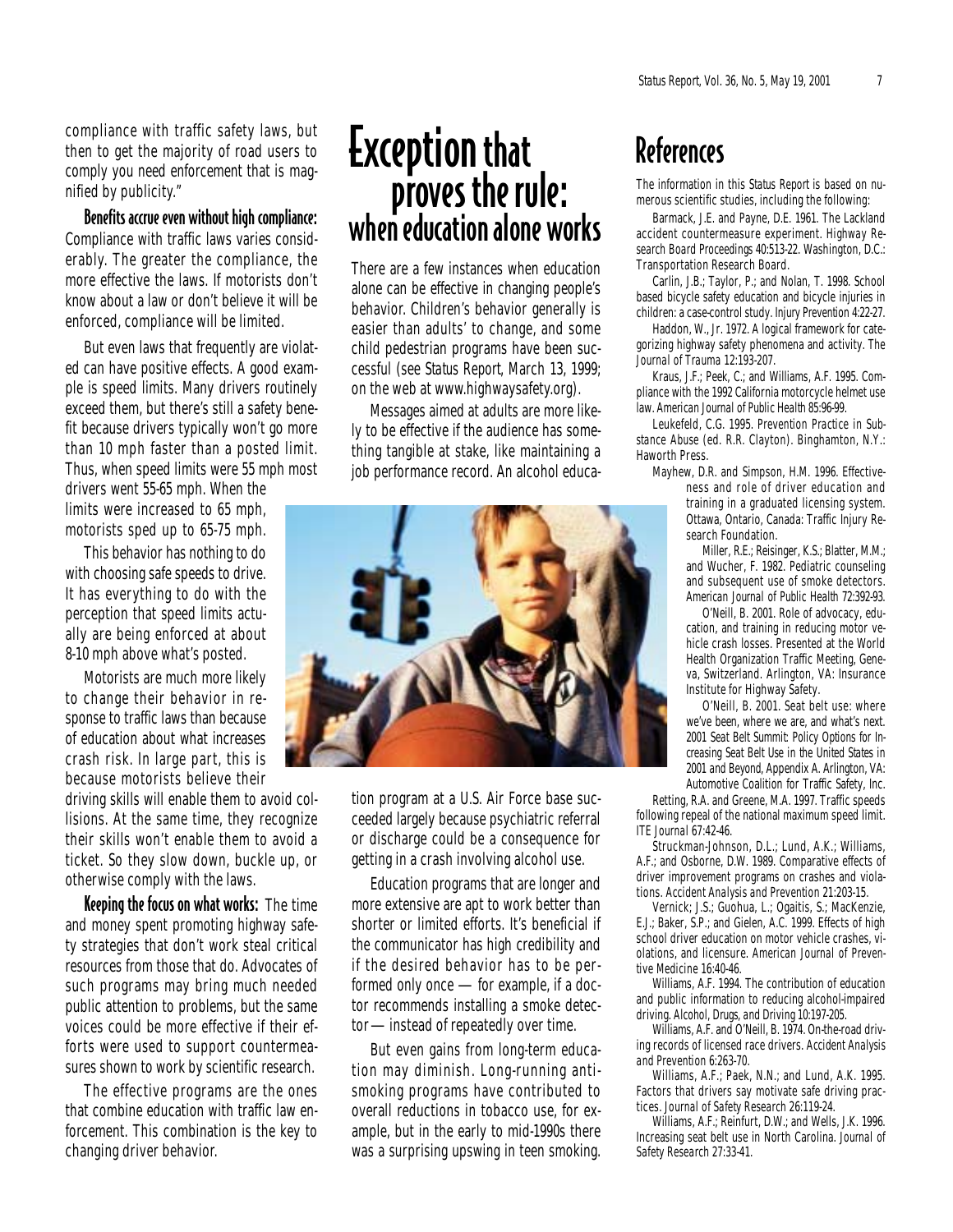compliance with traffic safety laws, but then to get the majority of road users to comply you need enforcement that is magnified by publicity."

**Benefits accrue even without high compliance:** Compliance with traffic laws varies considerably. The greater the compliance, the more effective the laws. If motorists don't know about a law or don't believe it will be enforced, compliance will be limited.

But even laws that frequently are violated can have positive effects. A good example is speed limits. Many drivers routinely exceed them, but there's still a safety benefit because drivers typically won't go more than 10 mph faster than a posted limit. Thus, when speed limits were 55 mph most drivers went 55-65 mph. When the limits were increased to 65 mph, motorists sped up to 65-75 mph.

This behavior has nothing to do with choosing safe speeds to drive. It has everything to do with the perception that speed limits actually are being enforced at about 8-10 mph above what's posted.

Motorists are much more likely to change their behavior in response to traffic laws than because of education about what increases crash risk. In large part, this is because motorists believe their driving skills will enable them to avoid collisions. At the same time, they recognize their skills won't enable them to avoid a ticket. So they slow down, buckle up, or otherwise comply with the laws.

**Keeping the focus on what works:** The time and money spent promoting highway safety strategies that don't work steal critical resources from those that do. Advocates of such programs may bring much needed public attention to problems, but the same voices could be more effective if their efforts were used to support countermeasures shown to work by scientific research.

The effective programs are the ones that combine education with traffic law enforcement. This combination is the key to changing driver behavior.

## Exception that proves the rule: when education alone works

There are a few instances when education alone can be effective in changing people's behavior. Children's behavior generally is easier than adults' to change, and some child pedestrian programs have been successful (see *Status Report*, March 13, 1999; on the web at www.highwaysafety.org).

Messages aimed at adults are more likely to be effective if the audience has something tangible at stake, like maintaining a job performance record. An alcohol education program at a U.S. Air Force base succeeded largely because psychiatric referral or discharge could be a consequence for getting in a crash involving alcohol use.

Education programs that are longer and more extensive are apt to work better than shorter or limited efforts. It's beneficial if the communicator has high credibility and if the desired behavior has to be performed only once — for example, if a doctor recommends installing a smoke detector — instead of repeatedly over time.

But even gains from long-term education may diminish. Long-running anti-smoking programs have contributed to overall reductions in tobacco use, for example, but in the early to mid-1990s there was a surprising upswing in teen smoking.

## References

The information in this *Status Report* is based on numerous scientific studies, including the following:

Barmack, J.E. and Payne, D.E. 1961. The Lackland accident countermeasure experiment. *Highway Research Board Proceedings* 40:513-22. Washington, D.C.: Transportation Research Board.

Carlin, J.B.; Taylor, P.; and Nolan, T. 1998. School based bicycle safety education and bicycle injuries in children: a case-control study. *Injury Prevention* 4:22-27.

Haddon, W., Jr. 1972. A logical framework for categorizing highway safety phenomena and activity. *The Journal of Trauma* 12:193-207.

Kraus, J.F.; Peek, C.; and Williams, A.F. 1995. Compliance with the 1992 California motorcycle helmet use law. *American Journal of Public Health* 85:96-99.

Leukefeld, C.G. 1995. *Prevention Practice in Substance Abuse* (ed. R.R. Clayton). Binghamton, N.Y.: Haworth Press.

Mayhew, D.R. and Simpson, H.M. 1996. Effectiveness and role of driver education and training in a graduated licensing system. Ottawa, Ontario, Canada: Traffic Injury Research Foundation.

Miller, R.E.; Reisinger, K.S.; Blatter, M.M.; and Wucher, F. 1982. Pediatric counseling and subsequent use of smoke detectors. *American Journal of Public Health* 72:392-93.

O'Neill, B. 2001. Role of advocacy, education, and training in reducing motor vehicle crash losses. Presented at the World Health Organization Traffic Meeting, Geneva, Switzerland. Arlington, VA: Insurance Institute for Highway Safety.

O'Neill, B. 2001. Seat belt use: where we've been, where we are, and what's next. *2001 Seat Belt Summit: Policy Options for Increasing Seat Belt Use in the United States in 2001 and Beyond*, Appendix A. Arlington, VA: Automotive Coalition for Traffic Safety, Inc.

Retting, R.A. and Greene, M.A. 1997. Traffic speeds following repeal of the national maximum speed limit. *ITE Journal* 67:42-46.

Struckman-Johnson, D.L.; Lund, A.K.; Williams, A.F.; and Osborne, D.W. 1989. Comparative effects of driver improvement programs on crashes and violations. *Accident Analysis and Prevention* 21:203-15.

Vernick; J.S.; Guohua, L.; Ogaitis, S.; MacKenzie, E.J.; Baker, S.P.; and Gielen, A.C. 1999. Effects of high school driver education on motor vehicle crashes, violations, and licensure. *American Journal of Preventive Medicine* 16:40-46.

Williams, A.F. 1994. The contribution of education and public information to reducing alcohol-impaired driving. *Alcohol, Drugs, and Driving* 10:197-205.

Williams, A.F. and O'Neill, B. 1974. On-the-road driving records of licensed race drivers. *Accident Analysis and Prevention* 6:263-70.

Williams, A.F.; Paek, N.N.; and Lund, A.K. 1995. Factors that drivers say motivate safe driving practices. *Journal of Safety Research* 26:119-24.

Williams, A.F.; Reinfurt, D.W.; and Wells, J.K. 1996. Increasing seat belt use in North Carolina. *Journal of Safety Research* 27:33-41.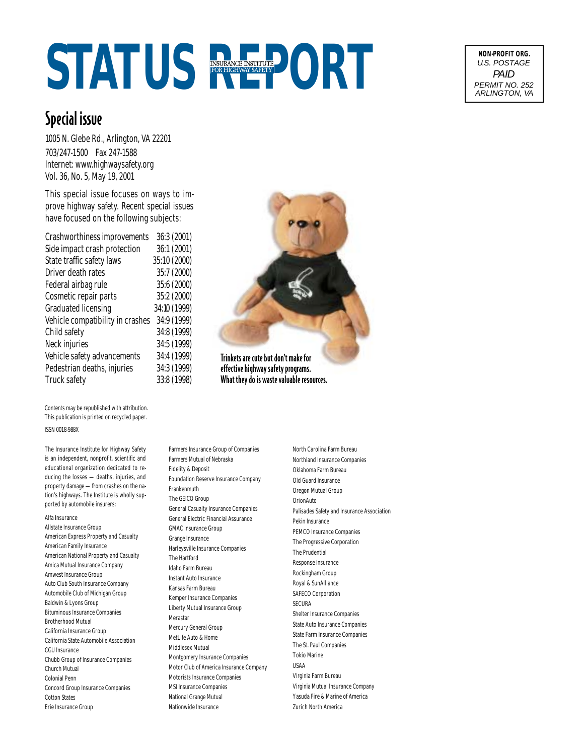# STATUS REPORT

INSURANCE INSTITUTE FOR HIGHWAY SAFETY

**NON-PROFIT ORG.**
U.S. POSTAGE
PAID
PERMIT NO. 252
ARLINGTON, VA

## Special issue

1005 N. Glebe Rd., Arlington, VA 22201
703/247-1500 Fax 247-1588
Internet: www.highwaysafety.org
Vol. 36, No. 5, May 19, 2001

This special issue focuses on ways to improve highway safety. Recent special issues have focused on the following subjects:

| | |
|---|---|
| Crashworthiness improvements | 36:3 (2001) |
| Side impact crash protection | 36:1 (2001) |
| State traffic safety laws | 35:10 (2000) |
| Driver death rates | 35:7 (2000) |
| Federal airbag rule | 35:6 (2000) |
| Cosmetic repair parts | 35:2 (2000) |
| Graduated licensing | 34:10 (1999) |
| Vehicle compatibility in crashes | 34:9 (1999) |
| Child safety | 34:8 (1999) |
| Neck injuries | 34:5 (1999) |
| Vehicle safety advancements | 34:4 (1999) |
| Pedestrian deaths, injuries | 34:3 (1999) |
| Truck safety | 33:8 (1998) |

**Trinkets are cute but don't make for effective highway safety programs. What they do is waste valuable resources.**

Contents may be republished with attribution.
This publication is printed on recycled paper.

ISSN 0018-988X

The Insurance Institute for Highway Safety is an independent, nonprofit, scientific and educational organization dedicated to reducing the losses — deaths, injuries, and property damage — from crashes on the nation's highways. The Institute is wholly supported by automobile insurers:

Alfa Insurance
Allstate Insurance Group
American Express Property and Casualty
American Family Insurance
American National Property and Casualty
Amica Mutual Insurance Company
Amwest Insurance Group
Auto Club South Insurance Company
Automobile Club of Michigan Group
Baldwin & Lyons Group
Bituminous Insurance Companies
Brotherhood Mutual
California Insurance Group
California State Automobile Association
CGU Insurance
Chubb Group of Insurance Companies
Church Mutual
Colonial Penn
Concord Group Insurance Companies
Cotton States
Erie Insurance Group
Farmers Insurance Group of Companies
Farmers Mutual of Nebraska
Fidelity & Deposit
Foundation Reserve Insurance Company
Frankenmuth
The GEICO Group
General Casualty Insurance Companies
General Electric Financial Assurance
GMAC Insurance Group
Grange Insurance
Harleysville Insurance Companies
The Hartford
Idaho Farm Bureau
Instant Auto Insurance
Kansas Farm Bureau
Kemper Insurance Companies
Liberty Mutual Insurance Group
Merastar
Mercury General Group
MetLife Auto & Home
Middlesex Mutual
Montgomery Insurance Companies
Motor Club of America Insurance Company
Motorists Insurance Companies
MSI Insurance Companies
National Grange Mutual
Nationwide Insurance
North Carolina Farm Bureau
Northland Insurance Companies
Oklahoma Farm Bureau
Old Guard Insurance
Oregon Mutual Group
OrionAuto
Palisades Safety and Insurance Association
Pekin Insurance
PEMCO Insurance Companies
The Progressive Corporation
The Prudential
Response Insurance
Rockingham Group
Royal & SunAlliance
SAFECO Corporation
SECURA
Shelter Insurance Companies
State Auto Insurance Companies
State Farm Insurance Companies
The St. Paul Companies
Tokio Marine
USAA
Virginia Farm Bureau
Virginia Mutual Insurance Company
Yasuda Fire & Marine of America
Zurich North America